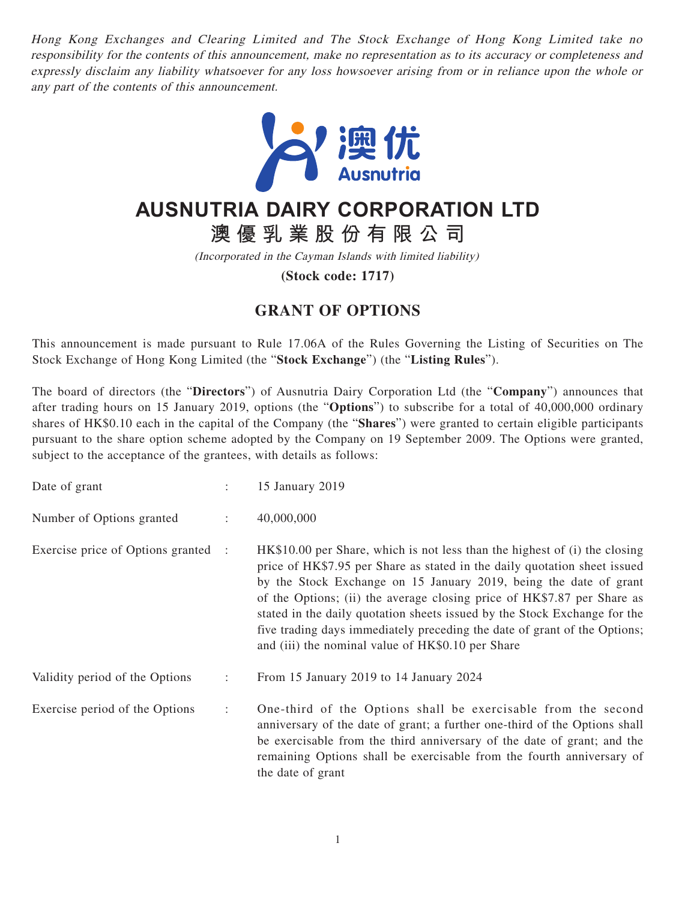*Hong Kong Exchanges and Clearing Limited and The Stock Exchange of Hong Kong Limited take no responsibility for the contents of this announcement, make no representation as to its accuracy or completeness and expressly disclaim any liability whatsoever for any loss howsoever arising from or in reliance upon the whole or any part of the contents of this announcement.*

澳优
Ausnutria

# AUSNUTRIA DAIRY CORPORATION LTD
# 澳優乳業股份有限公司

*(Incorporated in the Cayman Islands with limited liability)*

**(Stock code: 1717)**

## GRANT OF OPTIONS

This announcement is made pursuant to Rule 17.06A of the Rules Governing the Listing of Securities on The Stock Exchange of Hong Kong Limited (the "**Stock Exchange**") (the "**Listing Rules**").

The board of directors (the "**Directors**") of Ausnutria Dairy Corporation Ltd (the "**Company**") announces that after trading hours on 15 January 2019, options (the "**Options**") to subscribe for a total of 40,000,000 ordinary shares of HK$0.10 each in the capital of the Company (the "**Shares**") were granted to certain eligible participants pursuant to the share option scheme adopted by the Company on 19 September 2009. The Options were granted, subject to the acceptance of the grantees, with details as follows:

| | | |
|---|---|---|
| Date of grant | : | 15 January 2019 |
| Number of Options granted | : | 40,000,000 |
| Exercise price of Options granted | : | HK$10.00 per Share, which is not less than the highest of (i) the closing price of HK$7.95 per Share as stated in the daily quotation sheet issued by the Stock Exchange on 15 January 2019, being the date of grant of the Options; (ii) the average closing price of HK$7.87 per Share as stated in the daily quotation sheets issued by the Stock Exchange for the five trading days immediately preceding the date of grant of the Options; and (iii) the nominal value of HK$0.10 per Share |
| Validity period of the Options | : | From 15 January 2019 to 14 January 2024 |
| Exercise period of the Options | : | One-third of the Options shall be exercisable from the second anniversary of the date of grant; a further one-third of the Options shall be exercisable from the third anniversary of the date of grant; and the remaining Options shall be exercisable from the fourth anniversary of the date of grant |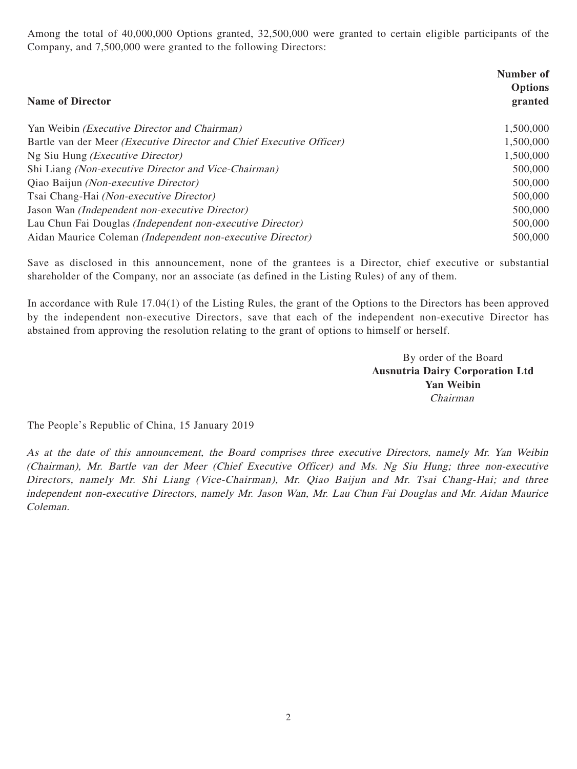Among the total of 40,000,000 Options granted, 32,500,000 were granted to certain eligible participants of the Company, and 7,500,000 were granted to the following Directors:

| **Name of Director** | **Number of Options granted** |
|---|---:|
| Yan Weibin *(Executive Director and Chairman)* | 1,500,000 |
| Bartle van der Meer *(Executive Director and Chief Executive Officer)* | 1,500,000 |
| Ng Siu Hung *(Executive Director)* | 1,500,000 |
| Shi Liang *(Non-executive Director and Vice-Chairman)* | 500,000 |
| Qiao Baijun *(Non-executive Director)* | 500,000 |
| Tsai Chang-Hai *(Non-executive Director)* | 500,000 |
| Jason Wan *(Independent non-executive Director)* | 500,000 |
| Lau Chun Fai Douglas *(Independent non-executive Director)* | 500,000 |
| Aidan Maurice Coleman *(Independent non-executive Director)* | 500,000 |

Save as disclosed in this announcement, none of the grantees is a Director, chief executive or substantial shareholder of the Company, nor an associate (as defined in the Listing Rules) of any of them.

In accordance with Rule 17.04(1) of the Listing Rules, the grant of the Options to the Directors has been approved by the independent non-executive Directors, save that each of the independent non-executive Director has abstained from approving the resolution relating to the grant of options to himself or herself.

By order of the Board
**Ausnutria Dairy Corporation Ltd**
**Yan Weibin**
*Chairman*

The People's Republic of China, 15 January 2019

*As at the date of this announcement, the Board comprises three executive Directors, namely Mr. Yan Weibin (Chairman), Mr. Bartle van der Meer (Chief Executive Officer) and Ms. Ng Siu Hung; three non-executive Directors, namely Mr. Shi Liang (Vice-Chairman), Mr. Qiao Baijun and Mr. Tsai Chang-Hai; and three independent non-executive Directors, namely Mr. Jason Wan, Mr. Lau Chun Fai Douglas and Mr. Aidan Maurice Coleman.*